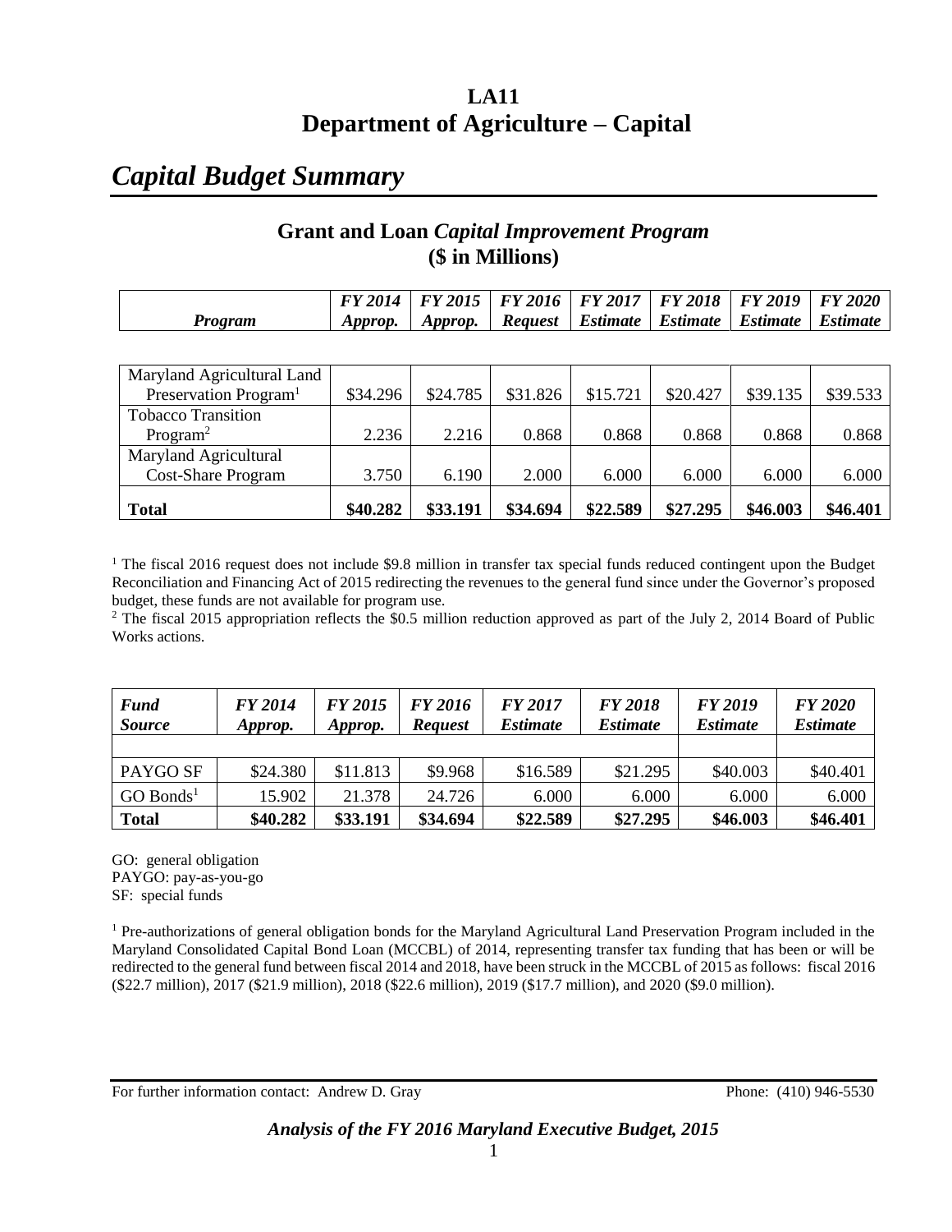# LA11
# Department of Agriculture – Capital

## *Capital Budget Summary*

### Grant and Loan *Capital Improvement Program* ($ in Millions)

| *Program* | *FY 2014 Approp.* | *FY 2015 Approp.* | *FY 2016 Request* | *FY 2017 Estimate* | *FY 2018 Estimate* | *FY 2019 Estimate* | *FY 2020 Estimate* |
|---|---|---|---|---|---|---|---|
| Maryland Agricultural Land Preservation Program[1] | $34.296 | $24.785 | $31.826 | $15.721 | $20.427 | $39.135 | $39.533 |
| Tobacco Transition Program[2] | 2.236 | 2.216 | 0.868 | 0.868 | 0.868 | 0.868 | 0.868 |
| Maryland Agricultural Cost-Share Program | 3.750 | 6.190 | 2.000 | 6.000 | 6.000 | 6.000 | 6.000 |
| **Total** | **$40.282** | **$33.191** | **$34.694** | **$22.589** | **$27.295** | **$46.003** | **$46.401** |

[1] The fiscal 2016 request does not include $9.8 million in transfer tax special funds reduced contingent upon the Budget Reconciliation and Financing Act of 2015 redirecting the revenues to the general fund since under the Governor's proposed budget, these funds are not available for program use.

[2] The fiscal 2015 appropriation reflects the $0.5 million reduction approved as part of the July 2, 2014 Board of Public Works actions.

| *Fund Source* | *FY 2014 Approp.* | *FY 2015 Approp.* | *FY 2016 Request* | *FY 2017 Estimate* | *FY 2018 Estimate* | *FY 2019 Estimate* | *FY 2020 Estimate* |
|---|---|---|---|---|---|---|---|
| PAYGO SF | $24.380 | $11.813 | $9.968 | $16.589 | $21.295 | $40.003 | $40.401 |
| GO Bonds[1] | 15.902 | 21.378 | 24.726 | 6.000 | 6.000 | 6.000 | 6.000 |
| **Total** | **$40.282** | **$33.191** | **$34.694** | **$22.589** | **$27.295** | **$46.003** | **$46.401** |

GO: general obligation
PAYGO: pay-as-you-go
SF: special funds

[1] Pre-authorizations of general obligation bonds for the Maryland Agricultural Land Preservation Program included in the Maryland Consolidated Capital Bond Loan (MCCBL) of 2014, representing transfer tax funding that has been or will be redirected to the general fund between fiscal 2014 and 2018, have been struck in the MCCBL of 2015 as follows: fiscal 2016 ($22.7 million), 2017 ($21.9 million), 2018 ($22.6 million), 2019 ($17.7 million), and 2020 ($9.0 million).

For further information contact: Andrew D. Gray Phone: (410) 946-5530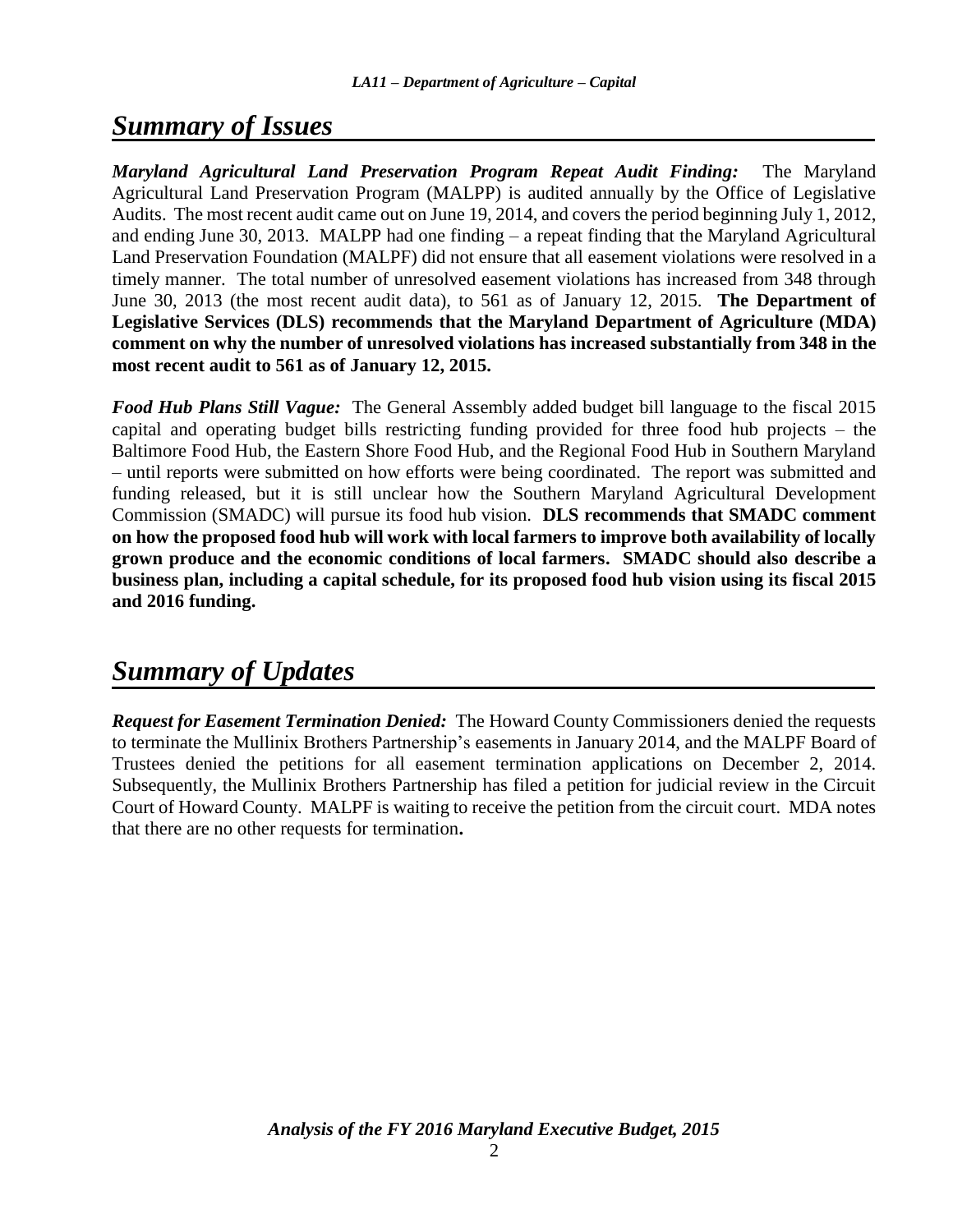## *Summary of Issues*

***Maryland Agricultural Land Preservation Program Repeat Audit Finding:*** The Maryland Agricultural Land Preservation Program (MALPP) is audited annually by the Office of Legislative Audits. The most recent audit came out on June 19, 2014, and covers the period beginning July 1, 2012, and ending June 30, 2013. MALPP had one finding – a repeat finding that the Maryland Agricultural Land Preservation Foundation (MALPF) did not ensure that all easement violations were resolved in a timely manner. The total number of unresolved easement violations has increased from 348 through June 30, 2013 (the most recent audit data), to 561 as of January 12, 2015. **The Department of Legislative Services (DLS) recommends that the Maryland Department of Agriculture (MDA) comment on why the number of unresolved violations has increased substantially from 348 in the most recent audit to 561 as of January 12, 2015.**

***Food Hub Plans Still Vague:*** The General Assembly added budget bill language to the fiscal 2015 capital and operating budget bills restricting funding provided for three food hub projects – the Baltimore Food Hub, the Eastern Shore Food Hub, and the Regional Food Hub in Southern Maryland – until reports were submitted on how efforts were being coordinated. The report was submitted and funding released, but it is still unclear how the Southern Maryland Agricultural Development Commission (SMADC) will pursue its food hub vision. **DLS recommends that SMADC comment on how the proposed food hub will work with local farmers to improve both availability of locally grown produce and the economic conditions of local farmers. SMADC should also describe a business plan, including a capital schedule, for its proposed food hub vision using its fiscal 2015 and 2016 funding.**

## *Summary of Updates*

***Request for Easement Termination Denied:*** The Howard County Commissioners denied the requests to terminate the Mullinix Brothers Partnership's easements in January 2014, and the MALPF Board of Trustees denied the petitions for all easement termination applications on December 2, 2014. Subsequently, the Mullinix Brothers Partnership has filed a petition for judicial review in the Circuit Court of Howard County. MALPF is waiting to receive the petition from the circuit court. MDA notes that there are no other requests for termination**.**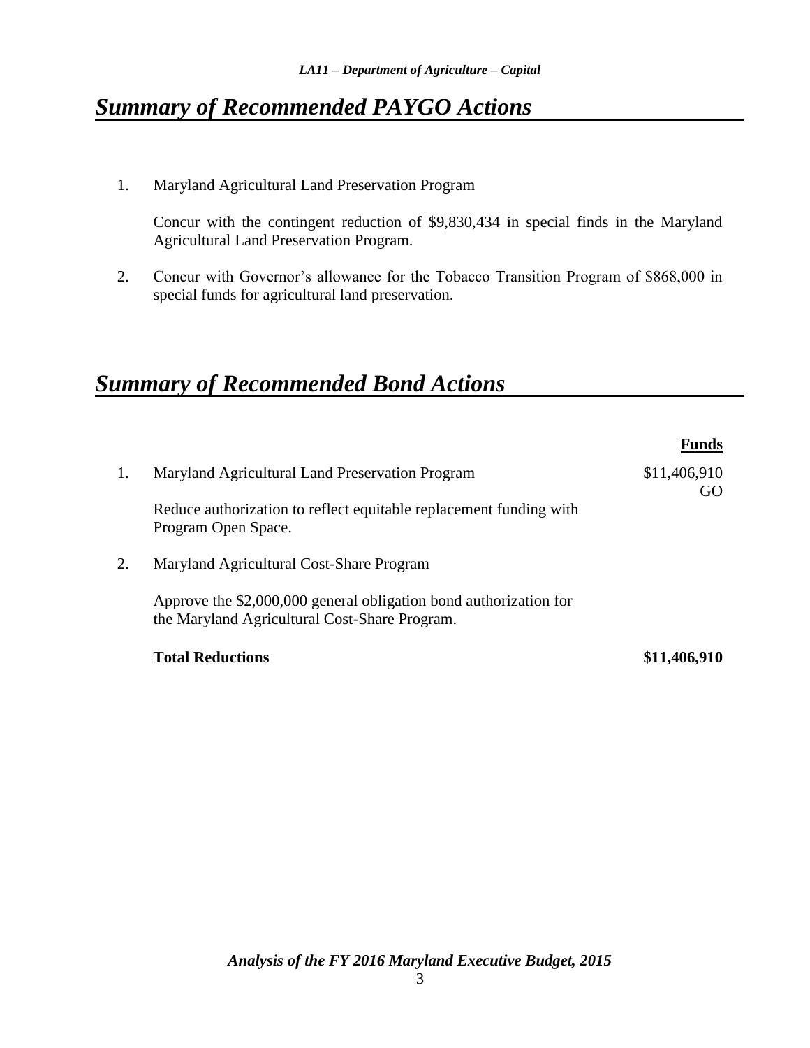# *Summary of Recommended PAYGO Actions*

1. Maryland Agricultural Land Preservation Program

   Concur with the contingent reduction of $9,830,434 in special finds in the Maryland Agricultural Land Preservation Program.

2. Concur with Governor's allowance for the Tobacco Transition Program of $868,000 in special funds for agricultural land preservation.

# *Summary of Recommended Bond Actions*

| | | **Funds** |
|---|---|---|
| 1. | Maryland Agricultural Land Preservation Program | $11,406,910 GO |
| | Reduce authorization to reflect equitable replacement funding with Program Open Space. | |
| 2. | Maryland Agricultural Cost-Share Program | |
| | Approve the $2,000,000 general obligation bond authorization for the Maryland Agricultural Cost-Share Program. | |
| | **Total Reductions** | **$11,406,910** |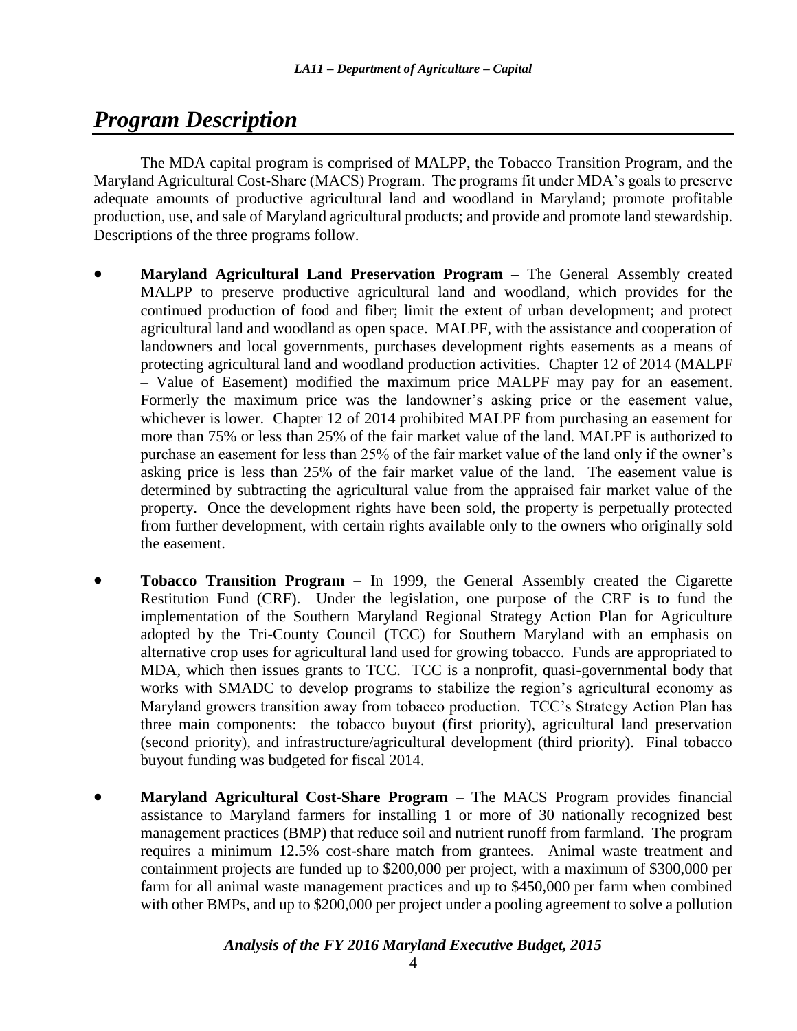# *Program Description*

The MDA capital program is comprised of MALPP, the Tobacco Transition Program, and the Maryland Agricultural Cost-Share (MACS) Program. The programs fit under MDA's goals to preserve adequate amounts of productive agricultural land and woodland in Maryland; promote profitable production, use, and sale of Maryland agricultural products; and provide and promote land stewardship. Descriptions of the three programs follow.

- **Maryland Agricultural Land Preservation Program –** The General Assembly created MALPP to preserve productive agricultural land and woodland, which provides for the continued production of food and fiber; limit the extent of urban development; and protect agricultural land and woodland as open space. MALPF, with the assistance and cooperation of landowners and local governments, purchases development rights easements as a means of protecting agricultural land and woodland production activities. Chapter 12 of 2014 (MALPF – Value of Easement) modified the maximum price MALPF may pay for an easement. Formerly the maximum price was the landowner's asking price or the easement value, whichever is lower. Chapter 12 of 2014 prohibited MALPF from purchasing an easement for more than 75% or less than 25% of the fair market value of the land. MALPF is authorized to purchase an easement for less than 25% of the fair market value of the land only if the owner's asking price is less than 25% of the fair market value of the land. The easement value is determined by subtracting the agricultural value from the appraised fair market value of the property. Once the development rights have been sold, the property is perpetually protected from further development, with certain rights available only to the owners who originally sold the easement.

- **Tobacco Transition Program** – In 1999, the General Assembly created the Cigarette Restitution Fund (CRF). Under the legislation, one purpose of the CRF is to fund the implementation of the Southern Maryland Regional Strategy Action Plan for Agriculture adopted by the Tri-County Council (TCC) for Southern Maryland with an emphasis on alternative crop uses for agricultural land used for growing tobacco. Funds are appropriated to MDA, which then issues grants to TCC. TCC is a nonprofit, quasi-governmental body that works with SMADC to develop programs to stabilize the region's agricultural economy as Maryland growers transition away from tobacco production. TCC's Strategy Action Plan has three main components: the tobacco buyout (first priority), agricultural land preservation (second priority), and infrastructure/agricultural development (third priority). Final tobacco buyout funding was budgeted for fiscal 2014.

- **Maryland Agricultural Cost-Share Program** – The MACS Program provides financial assistance to Maryland farmers for installing 1 or more of 30 nationally recognized best management practices (BMP) that reduce soil and nutrient runoff from farmland. The program requires a minimum 12.5% cost-share match from grantees. Animal waste treatment and containment projects are funded up to $200,000 per project, with a maximum of $300,000 per farm for all animal waste management practices and up to $450,000 per farm when combined with other BMPs, and up to $200,000 per project under a pooling agreement to solve a pollution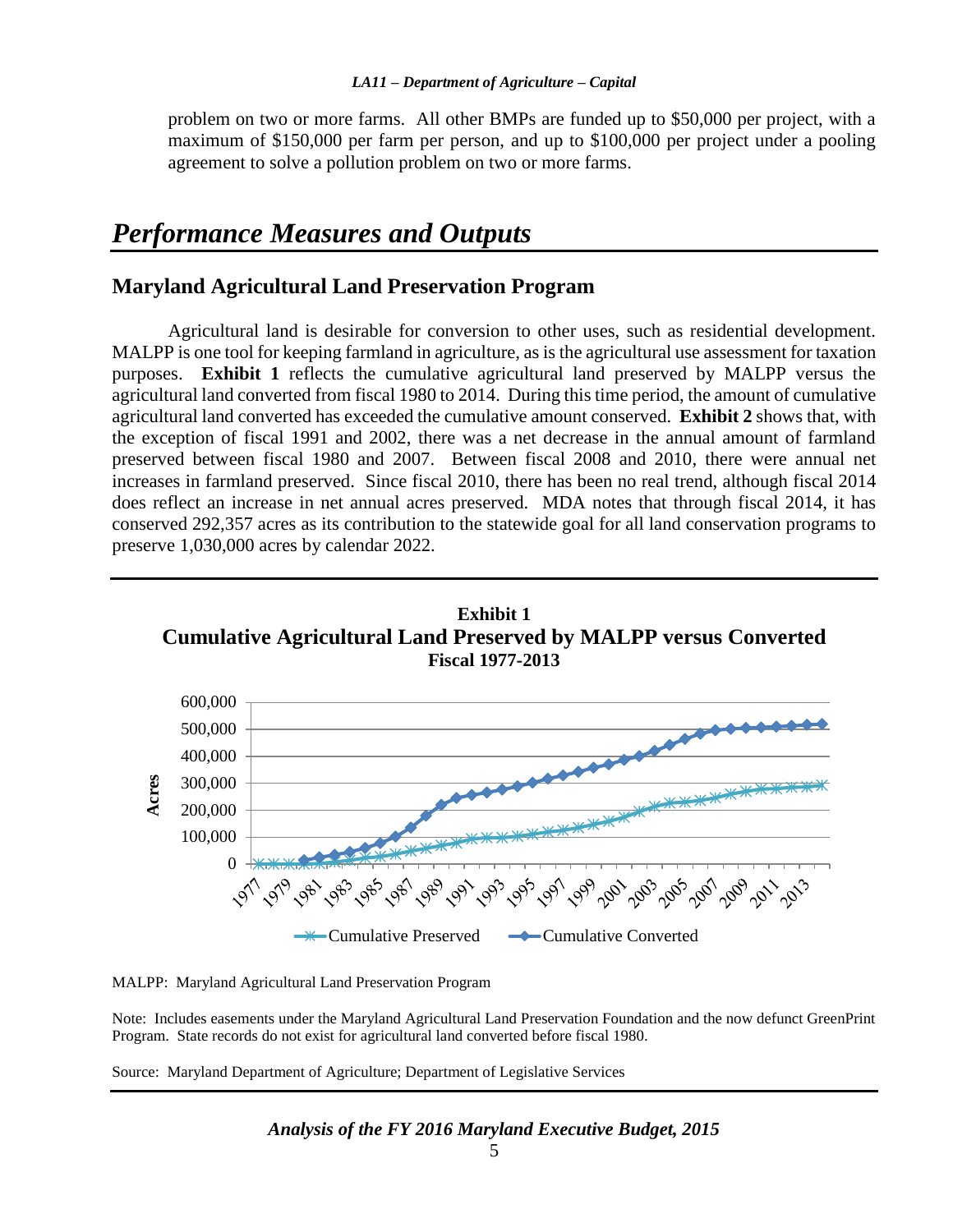problem on two or more farms. All other BMPs are funded up to $50,000 per project, with a maximum of $150,000 per farm per person, and up to $100,000 per project under a pooling agreement to solve a pollution problem on two or more farms.

# *Performance Measures and Outputs*

## Maryland Agricultural Land Preservation Program

Agricultural land is desirable for conversion to other uses, such as residential development. MALPP is one tool for keeping farmland in agriculture, as is the agricultural use assessment for taxation purposes. **Exhibit 1** reflects the cumulative agricultural land preserved by MALPP versus the agricultural land converted from fiscal 1980 to 2014. During this time period, the amount of cumulative agricultural land converted has exceeded the cumulative amount conserved. **Exhibit 2** shows that, with the exception of fiscal 1991 and 2002, there was a net decrease in the annual amount of farmland preserved between fiscal 1980 and 2007. Between fiscal 2008 and 2010, there were annual net increases in farmland preserved. Since fiscal 2010, there has been no real trend, although fiscal 2014 does reflect an increase in net annual acres preserved. MDA notes that through fiscal 2014, it has conserved 292,357 acres as its contribution to the statewide goal for all land conservation programs to preserve 1,030,000 acres by calendar 2022.

**Exhibit 1**
**Cumulative Agricultural Land Preserved by MALPP versus Converted**
**Fiscal 1977-2013**

MALPP: Maryland Agricultural Land Preservation Program

Note: Includes easements under the Maryland Agricultural Land Preservation Foundation and the now defunct GreenPrint Program. State records do not exist for agricultural land converted before fiscal 1980.

Source: Maryland Department of Agriculture; Department of Legislative Services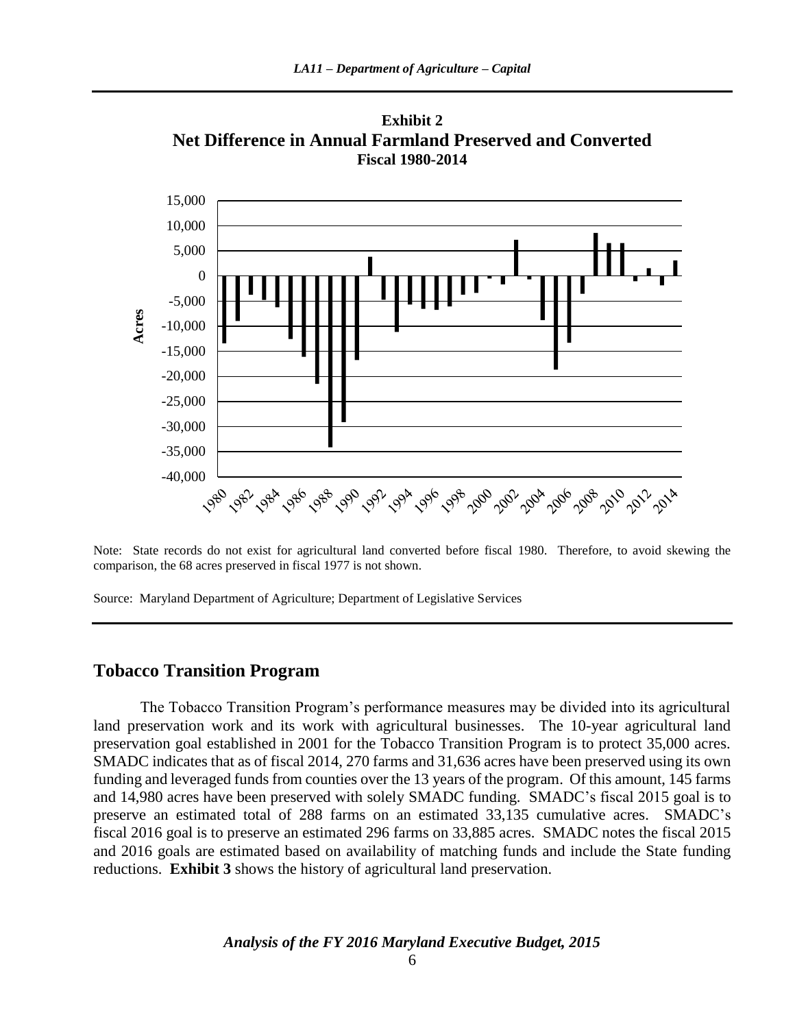**Exhibit 2**
**Net Difference in Annual Farmland Preserved and Converted**
**Fiscal 1980-2014**

Note: State records do not exist for agricultural land converted before fiscal 1980. Therefore, to avoid skewing the comparison, the 68 acres preserved in fiscal 1977 is not shown.

Source: Maryland Department of Agriculture; Department of Legislative Services

## Tobacco Transition Program

The Tobacco Transition Program's performance measures may be divided into its agricultural land preservation work and its work with agricultural businesses. The 10-year agricultural land preservation goal established in 2001 for the Tobacco Transition Program is to protect 35,000 acres. SMADC indicates that as of fiscal 2014, 270 farms and 31,636 acres have been preserved using its own funding and leveraged funds from counties over the 13 years of the program. Of this amount, 145 farms and 14,980 acres have been preserved with solely SMADC funding. SMADC's fiscal 2015 goal is to preserve an estimated total of 288 farms on an estimated 33,135 cumulative acres. SMADC's fiscal 2016 goal is to preserve an estimated 296 farms on 33,885 acres. SMADC notes the fiscal 2015 and 2016 goals are estimated based on availability of matching funds and include the State funding reductions. **Exhibit 3** shows the history of agricultural land preservation.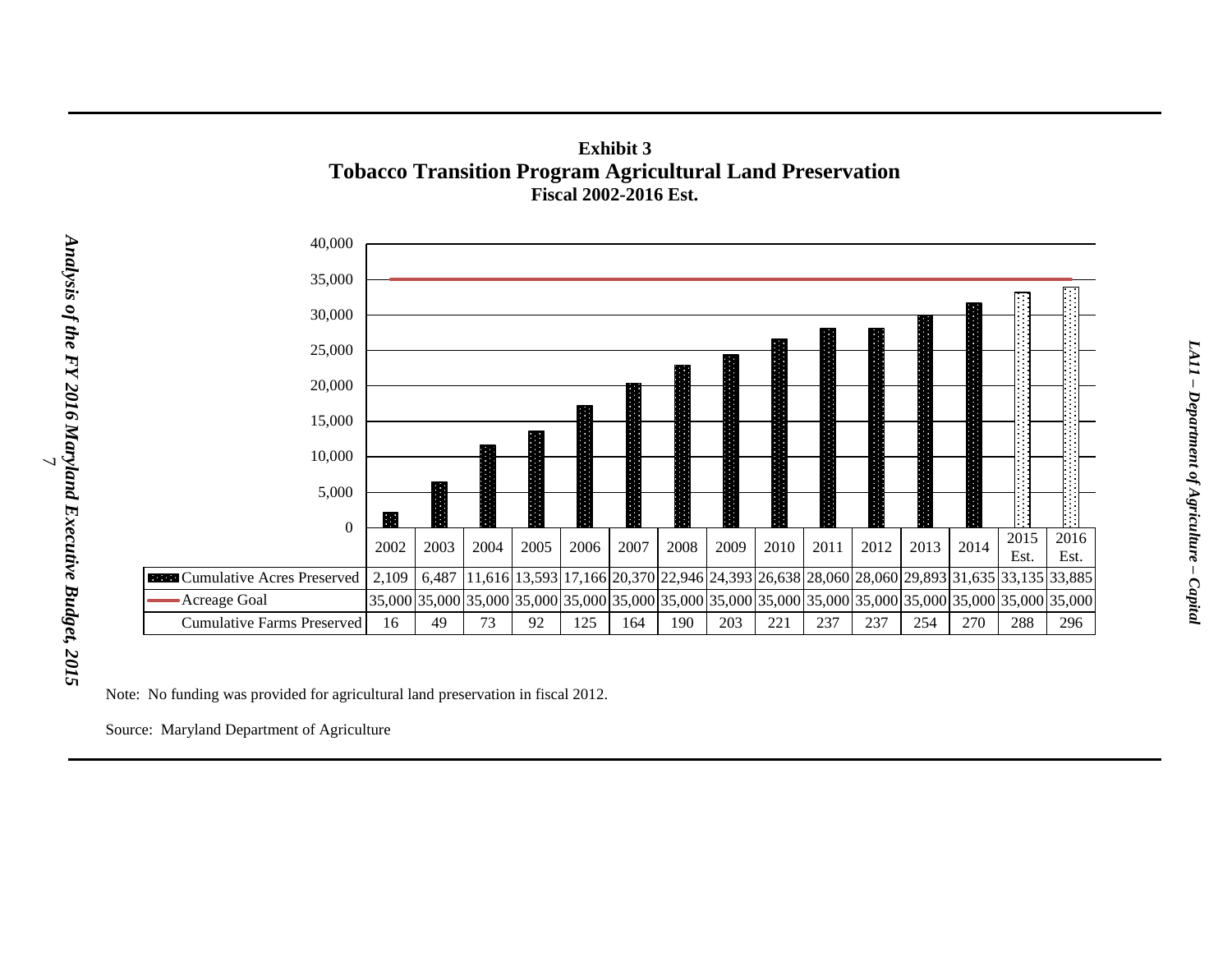**Exhibit 3**
**Tobacco Transition Program Agricultural Land Preservation**
**Fiscal 2002-2016 Est.**

| | 2002 | 2003 | 2004 | 2005 | 2006 | 2007 | 2008 | 2009 | 2010 | 2011 | 2012 | 2013 | 2014 | 2015 Est. | 2016 Est. |
|---|---|---|---|---|---|---|---|---|---|---|---|---|---|---|---|
| Cumulative Acres Preserved | 2,109 | 6,487 | 11,616 | 13,593 | 17,166 | 20,370 | 22,946 | 24,393 | 26,638 | 28,060 | 28,060 | 29,893 | 31,635 | 33,135 | 33,885 |
| Acreage Goal | 35,000 | 35,000 | 35,000 | 35,000 | 35,000 | 35,000 | 35,000 | 35,000 | 35,000 | 35,000 | 35,000 | 35,000 | 35,000 | 35,000 | 35,000 |
| Cumulative Farms Preserved | 16 | 49 | 73 | 92 | 125 | 164 | 190 | 203 | 221 | 237 | 237 | 254 | 270 | 288 | 296 |

Note: No funding was provided for agricultural land preservation in fiscal 2012.

Source: Maryland Department of Agriculture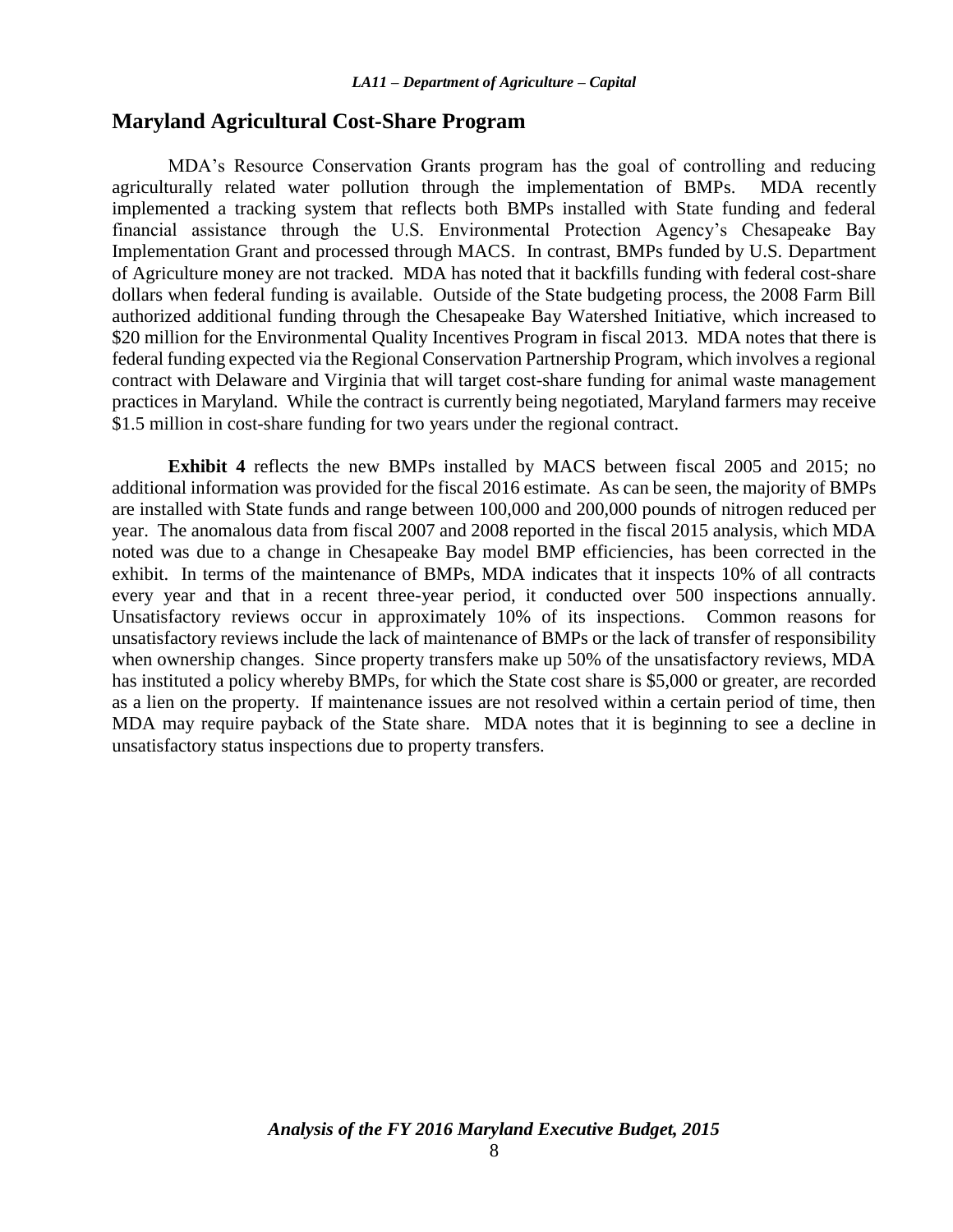## Maryland Agricultural Cost-Share Program

MDA's Resource Conservation Grants program has the goal of controlling and reducing agriculturally related water pollution through the implementation of BMPs. MDA recently implemented a tracking system that reflects both BMPs installed with State funding and federal financial assistance through the U.S. Environmental Protection Agency's Chesapeake Bay Implementation Grant and processed through MACS. In contrast, BMPs funded by U.S. Department of Agriculture money are not tracked. MDA has noted that it backfills funding with federal cost-share dollars when federal funding is available. Outside of the State budgeting process, the 2008 Farm Bill authorized additional funding through the Chesapeake Bay Watershed Initiative, which increased to \$20 million for the Environmental Quality Incentives Program in fiscal 2013. MDA notes that there is federal funding expected via the Regional Conservation Partnership Program, which involves a regional contract with Delaware and Virginia that will target cost-share funding for animal waste management practices in Maryland. While the contract is currently being negotiated, Maryland farmers may receive \$1.5 million in cost-share funding for two years under the regional contract.

**Exhibit 4** reflects the new BMPs installed by MACS between fiscal 2005 and 2015; no additional information was provided for the fiscal 2016 estimate. As can be seen, the majority of BMPs are installed with State funds and range between 100,000 and 200,000 pounds of nitrogen reduced per year. The anomalous data from fiscal 2007 and 2008 reported in the fiscal 2015 analysis, which MDA noted was due to a change in Chesapeake Bay model BMP efficiencies, has been corrected in the exhibit. In terms of the maintenance of BMPs, MDA indicates that it inspects 10% of all contracts every year and that in a recent three-year period, it conducted over 500 inspections annually. Unsatisfactory reviews occur in approximately 10% of its inspections. Common reasons for unsatisfactory reviews include the lack of maintenance of BMPs or the lack of transfer of responsibility when ownership changes. Since property transfers make up 50% of the unsatisfactory reviews, MDA has instituted a policy whereby BMPs, for which the State cost share is \$5,000 or greater, are recorded as a lien on the property. If maintenance issues are not resolved within a certain period of time, then MDA may require payback of the State share. MDA notes that it is beginning to see a decline in unsatisfactory status inspections due to property transfers.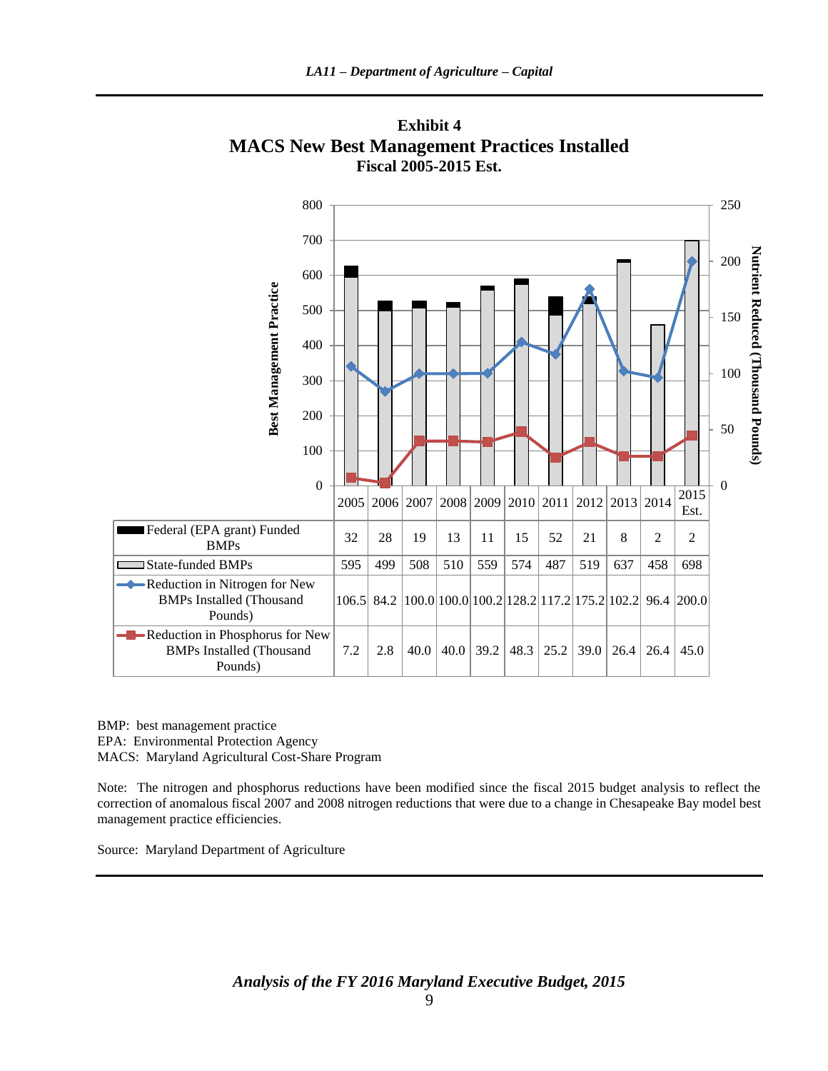**Exhibit 4**
**MACS New Best Management Practices Installed**
**Fiscal 2005-2015 Est.**

| | 2005 | 2006 | 2007 | 2008 | 2009 | 2010 | 2011 | 2012 | 2013 | 2014 | 2015 Est. |
|---|---|---|---|---|---|---|---|---|---|---|---|
| Federal (EPA grant) Funded BMPs | 32 | 28 | 19 | 13 | 11 | 15 | 52 | 21 | 8 | 2 | 2 |
| State-funded BMPs | 595 | 499 | 508 | 510 | 559 | 574 | 487 | 519 | 637 | 458 | 698 |
| Reduction in Nitrogen for New BMPs Installed (Thousand Pounds) | 106.5 | 84.2 | 100.0 | 100.0 | 100.2 | 128.2 | 117.2 | 175.2 | 102.2 | 96.4 | 200.0 |
| Reduction in Phosphorus for New BMPs Installed (Thousand Pounds) | 7.2 | 2.8 | 40.0 | 40.0 | 39.2 | 48.3 | 25.2 | 39.0 | 26.4 | 26.4 | 45.0 |

BMP: best management practice
EPA: Environmental Protection Agency
MACS: Maryland Agricultural Cost-Share Program

Note: The nitrogen and phosphorus reductions have been modified since the fiscal 2015 budget analysis to reflect the correction of anomalous fiscal 2007 and 2008 nitrogen reductions that were due to a change in Chesapeake Bay model best management practice efficiencies.

Source: Maryland Department of Agriculture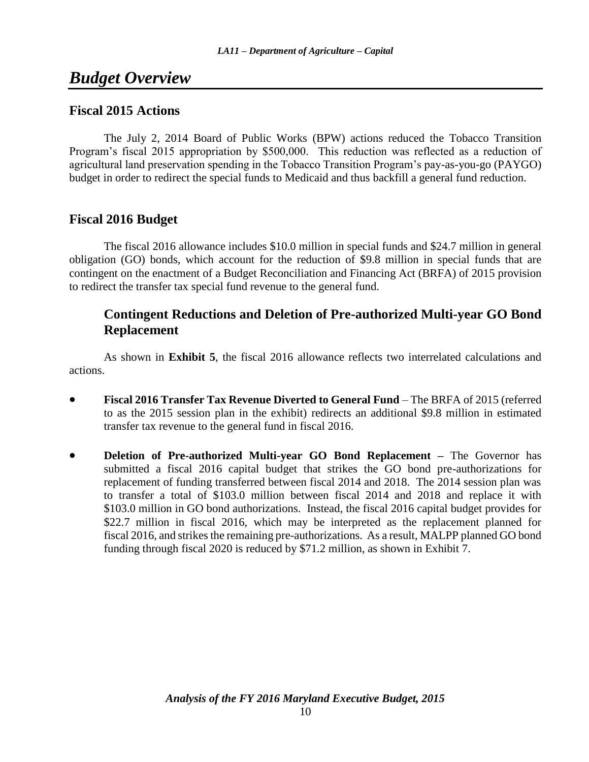# *Budget Overview*

## Fiscal 2015 Actions

The July 2, 2014 Board of Public Works (BPW) actions reduced the Tobacco Transition Program's fiscal 2015 appropriation by $500,000. This reduction was reflected as a reduction of agricultural land preservation spending in the Tobacco Transition Program's pay-as-you-go (PAYGO) budget in order to redirect the special funds to Medicaid and thus backfill a general fund reduction.

## Fiscal 2016 Budget

The fiscal 2016 allowance includes $10.0 million in special funds and $24.7 million in general obligation (GO) bonds, which account for the reduction of $9.8 million in special funds that are contingent on the enactment of a Budget Reconciliation and Financing Act (BRFA) of 2015 provision to redirect the transfer tax special fund revenue to the general fund.

### Contingent Reductions and Deletion of Pre-authorized Multi-year GO Bond Replacement

As shown in **Exhibit 5**, the fiscal 2016 allowance reflects two interrelated calculations and actions.

- **Fiscal 2016 Transfer Tax Revenue Diverted to General Fund** – The BRFA of 2015 (referred to as the 2015 session plan in the exhibit) redirects an additional $9.8 million in estimated transfer tax revenue to the general fund in fiscal 2016.

- **Deletion of Pre-authorized Multi-year GO Bond Replacement –** The Governor has submitted a fiscal 2016 capital budget that strikes the GO bond pre-authorizations for replacement of funding transferred between fiscal 2014 and 2018. The 2014 session plan was to transfer a total of $103.0 million between fiscal 2014 and 2018 and replace it with $103.0 million in GO bond authorizations. Instead, the fiscal 2016 capital budget provides for $22.7 million in fiscal 2016, which may be interpreted as the replacement planned for fiscal 2016, and strikes the remaining pre-authorizations. As a result, MALPP planned GO bond funding through fiscal 2020 is reduced by $71.2 million, as shown in Exhibit 7.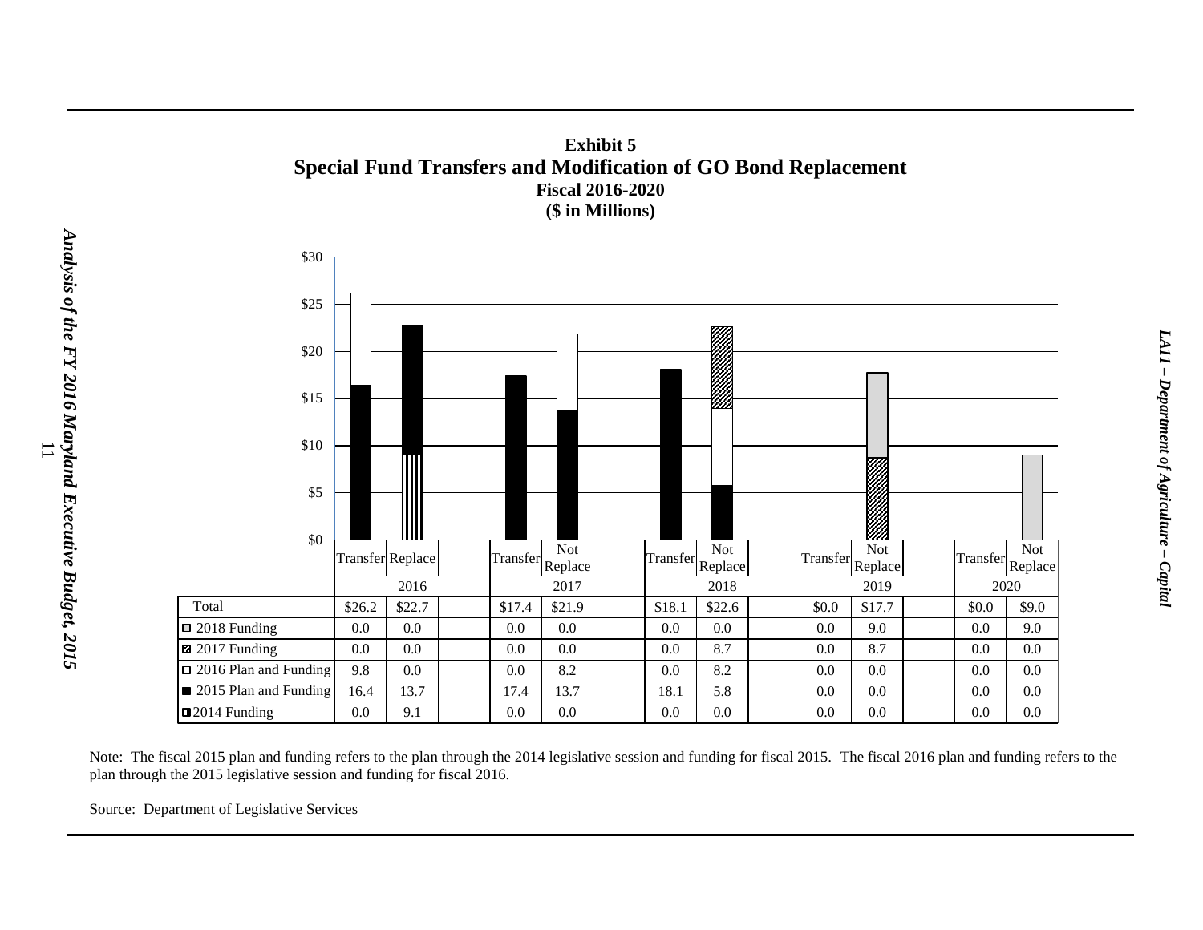**Exhibit 5**
**Special Fund Transfers and Modification of GO Bond Replacement**
**Fiscal 2016-2020**
**($ in Millions)**

| | 2016 | | 2017 | | 2018 | | 2019 | | 2020 | |
|---|---|---|---|---|---|---|---|---|---|---|
| | Transfer | Replace | Transfer | Not Replace | Transfer | Not Replace | Transfer | Not Replace | Transfer | Not Replace |
| Total | $26.2 | $22.7 | $17.4 | $21.9 | $18.1 | $22.6 | $0.0 | $17.7 | $0.0 | $9.0 |
| 2018 Funding | 0.0 | 0.0 | 0.0 | 0.0 | 0.0 | 0.0 | 0.0 | 9.0 | 0.0 | 9.0 |
| 2017 Funding | 0.0 | 0.0 | 0.0 | 0.0 | 0.0 | 8.7 | 0.0 | 8.7 | 0.0 | 0.0 |
| 2016 Plan and Funding | 9.8 | 0.0 | 0.0 | 8.2 | 0.0 | 8.2 | 0.0 | 0.0 | 0.0 | 0.0 |
| 2015 Plan and Funding | 16.4 | 13.7 | 17.4 | 13.7 | 18.1 | 5.8 | 0.0 | 0.0 | 0.0 | 0.0 |
| 2014 Funding | 0.0 | 9.1 | 0.0 | 0.0 | 0.0 | 0.0 | 0.0 | 0.0 | 0.0 | 0.0 |

Note: The fiscal 2015 plan and funding refers to the plan through the 2014 legislative session and funding for fiscal 2015. The fiscal 2016 plan and funding refers to the plan through the 2015 legislative session and funding for fiscal 2016.

Source: Department of Legislative Services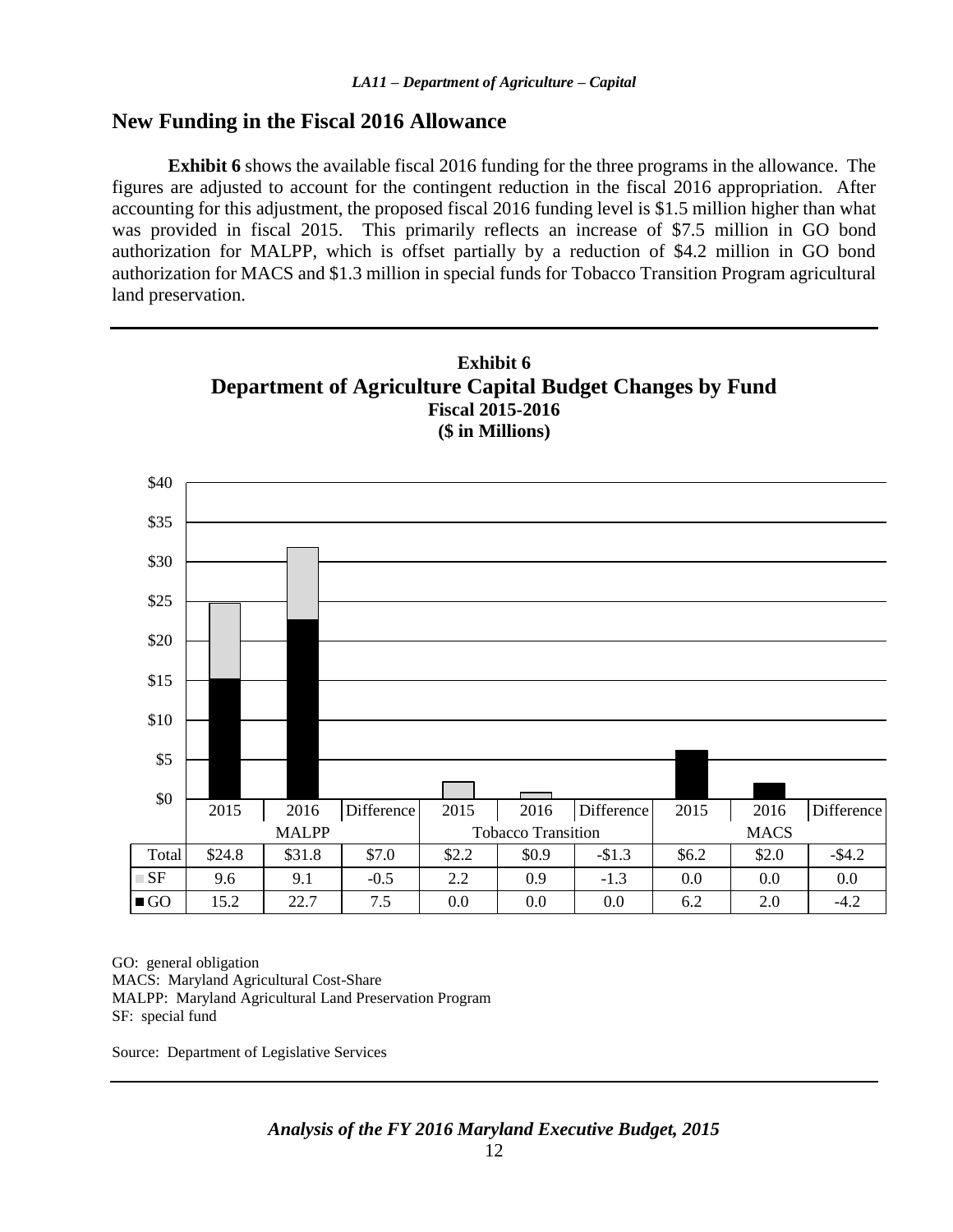## New Funding in the Fiscal 2016 Allowance

**Exhibit 6** shows the available fiscal 2016 funding for the three programs in the allowance. The figures are adjusted to account for the contingent reduction in the fiscal 2016 appropriation. After accounting for this adjustment, the proposed fiscal 2016 funding level is $1.5 million higher than what was provided in fiscal 2015. This primarily reflects an increase of $7.5 million in GO bond authorization for MALPP, which is offset partially by a reduction of $4.2 million in GO bond authorization for MACS and $1.3 million in special funds for Tobacco Transition Program agricultural land preservation.

**Exhibit 6**
**Department of Agriculture Capital Budget Changes by Fund**
**Fiscal 2015-2016**
**($ in Millions)**

| | MALPP | | | Tobacco Transition | | | MACS | | |
|---|---|---|---|---|---|---|---|---|---|
| | 2015 | 2016 | Difference | 2015 | 2016 | Difference | 2015 | 2016 | Difference |
| Total | $24.8 | $31.8 | $7.0 | $2.2 | $0.9 | -$1.3 | $6.2 | $2.0 | -$4.2 |
| SF | 9.6 | 9.1 | -0.5 | 2.2 | 0.9 | -1.3 | 0.0 | 0.0 | 0.0 |
| GO | 15.2 | 22.7 | 7.5 | 0.0 | 0.0 | 0.0 | 6.2 | 2.0 | -4.2 |

GO: general obligation
MACS: Maryland Agricultural Cost-Share
MALPP: Maryland Agricultural Land Preservation Program
SF: special fund

Source: Department of Legislative Services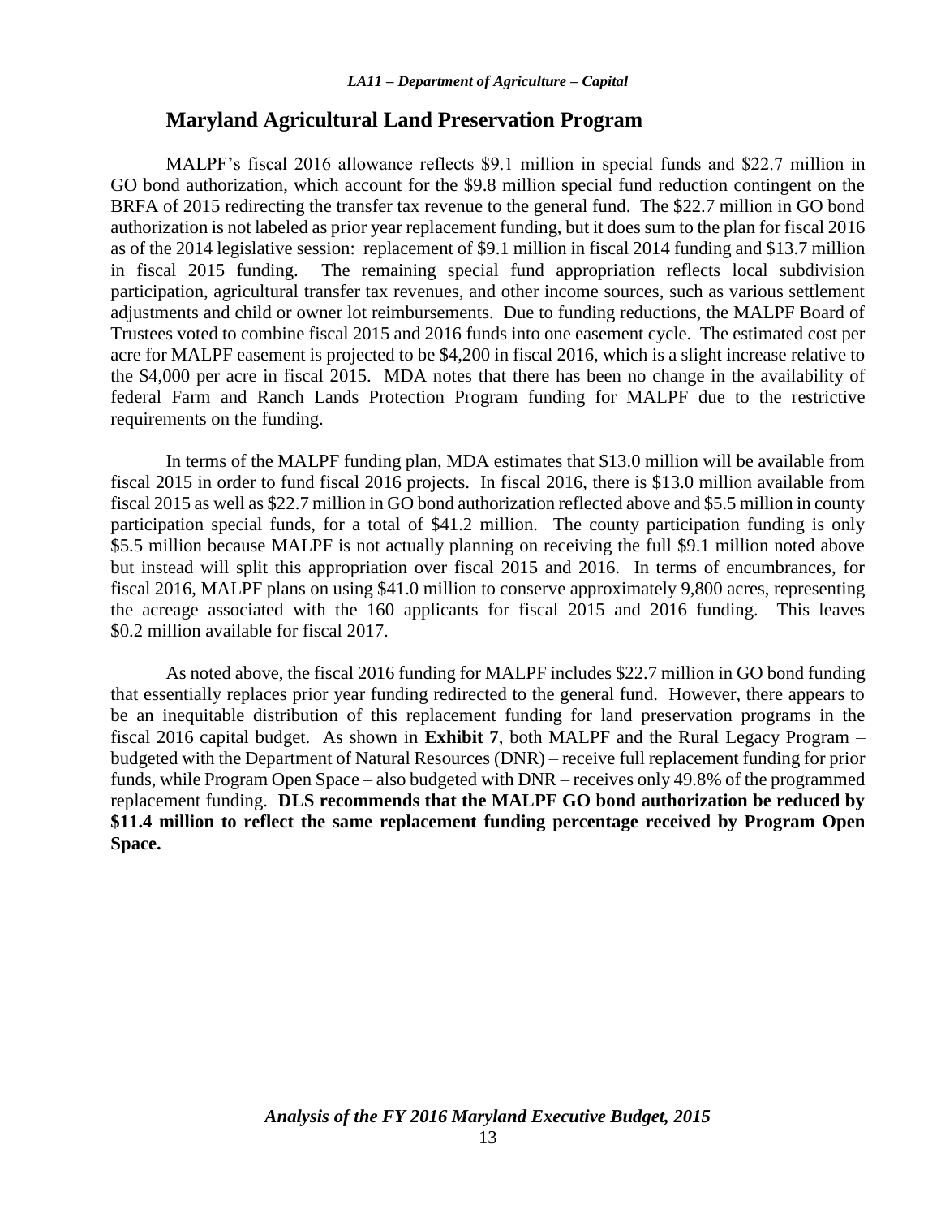## Maryland Agricultural Land Preservation Program

MALPF's fiscal 2016 allowance reflects $9.1 million in special funds and $22.7 million in GO bond authorization, which account for the $9.8 million special fund reduction contingent on the BRFA of 2015 redirecting the transfer tax revenue to the general fund. The $22.7 million in GO bond authorization is not labeled as prior year replacement funding, but it does sum to the plan for fiscal 2016 as of the 2014 legislative session: replacement of $9.1 million in fiscal 2014 funding and $13.7 million in fiscal 2015 funding. The remaining special fund appropriation reflects local subdivision participation, agricultural transfer tax revenues, and other income sources, such as various settlement adjustments and child or owner lot reimbursements. Due to funding reductions, the MALPF Board of Trustees voted to combine fiscal 2015 and 2016 funds into one easement cycle. The estimated cost per acre for MALPF easement is projected to be $4,200 in fiscal 2016, which is a slight increase relative to the $4,000 per acre in fiscal 2015. MDA notes that there has been no change in the availability of federal Farm and Ranch Lands Protection Program funding for MALPF due to the restrictive requirements on the funding.

In terms of the MALPF funding plan, MDA estimates that $13.0 million will be available from fiscal 2015 in order to fund fiscal 2016 projects. In fiscal 2016, there is $13.0 million available from fiscal 2015 as well as $22.7 million in GO bond authorization reflected above and $5.5 million in county participation special funds, for a total of $41.2 million. The county participation funding is only $5.5 million because MALPF is not actually planning on receiving the full $9.1 million noted above but instead will split this appropriation over fiscal 2015 and 2016. In terms of encumbrances, for fiscal 2016, MALPF plans on using $41.0 million to conserve approximately 9,800 acres, representing the acreage associated with the 160 applicants for fiscal 2015 and 2016 funding. This leaves $0.2 million available for fiscal 2017.

As noted above, the fiscal 2016 funding for MALPF includes $22.7 million in GO bond funding that essentially replaces prior year funding redirected to the general fund. However, there appears to be an inequitable distribution of this replacement funding for land preservation programs in the fiscal 2016 capital budget. As shown in **Exhibit 7**, both MALPF and the Rural Legacy Program – budgeted with the Department of Natural Resources (DNR) – receive full replacement funding for prior funds, while Program Open Space – also budgeted with DNR – receives only 49.8% of the programmed replacement funding. **DLS recommends that the MALPF GO bond authorization be reduced by $11.4 million to reflect the same replacement funding percentage received by Program Open Space.**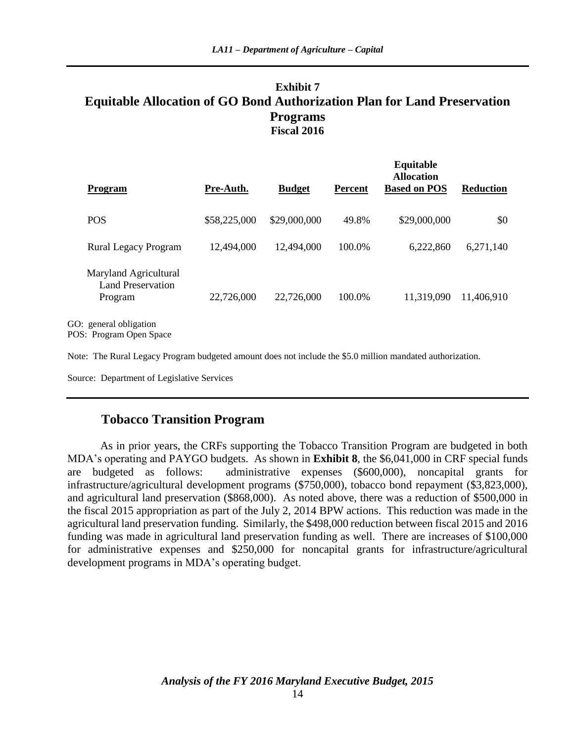**Exhibit 7**
**Equitable Allocation of GO Bond Authorization Plan for Land Preservation Programs**
**Fiscal 2016**

| Program | Pre-Auth. | Budget | Percent | Equitable Allocation Based on POS | Reduction |
|---|---|---|---|---|---|
| POS | $58,225,000 | $29,000,000 | 49.8% | $29,000,000 | $0 |
| Rural Legacy Program | 12,494,000 | 12,494,000 | 100.0% | 6,222,860 | 6,271,140 |
| Maryland Agricultural Land Preservation Program | 22,726,000 | 22,726,000 | 100.0% | 11,319,090 | 11,406,910 |

GO: general obligation
POS: Program Open Space

Note: The Rural Legacy Program budgeted amount does not include the $5.0 million mandated authorization.

Source: Department of Legislative Services

## Tobacco Transition Program

As in prior years, the CRFs supporting the Tobacco Transition Program are budgeted in both MDA's operating and PAYGO budgets. As shown in **Exhibit 8**, the $6,041,000 in CRF special funds are budgeted as follows: administrative expenses ($600,000), noncapital grants for infrastructure/agricultural development programs ($750,000), tobacco bond repayment ($3,823,000), and agricultural land preservation ($868,000). As noted above, there was a reduction of $500,000 in the fiscal 2015 appropriation as part of the July 2, 2014 BPW actions. This reduction was made in the agricultural land preservation funding. Similarly, the $498,000 reduction between fiscal 2015 and 2016 funding was made in agricultural land preservation funding as well. There are increases of $100,000 for administrative expenses and $250,000 for noncapital grants for infrastructure/agricultural development programs in MDA's operating budget.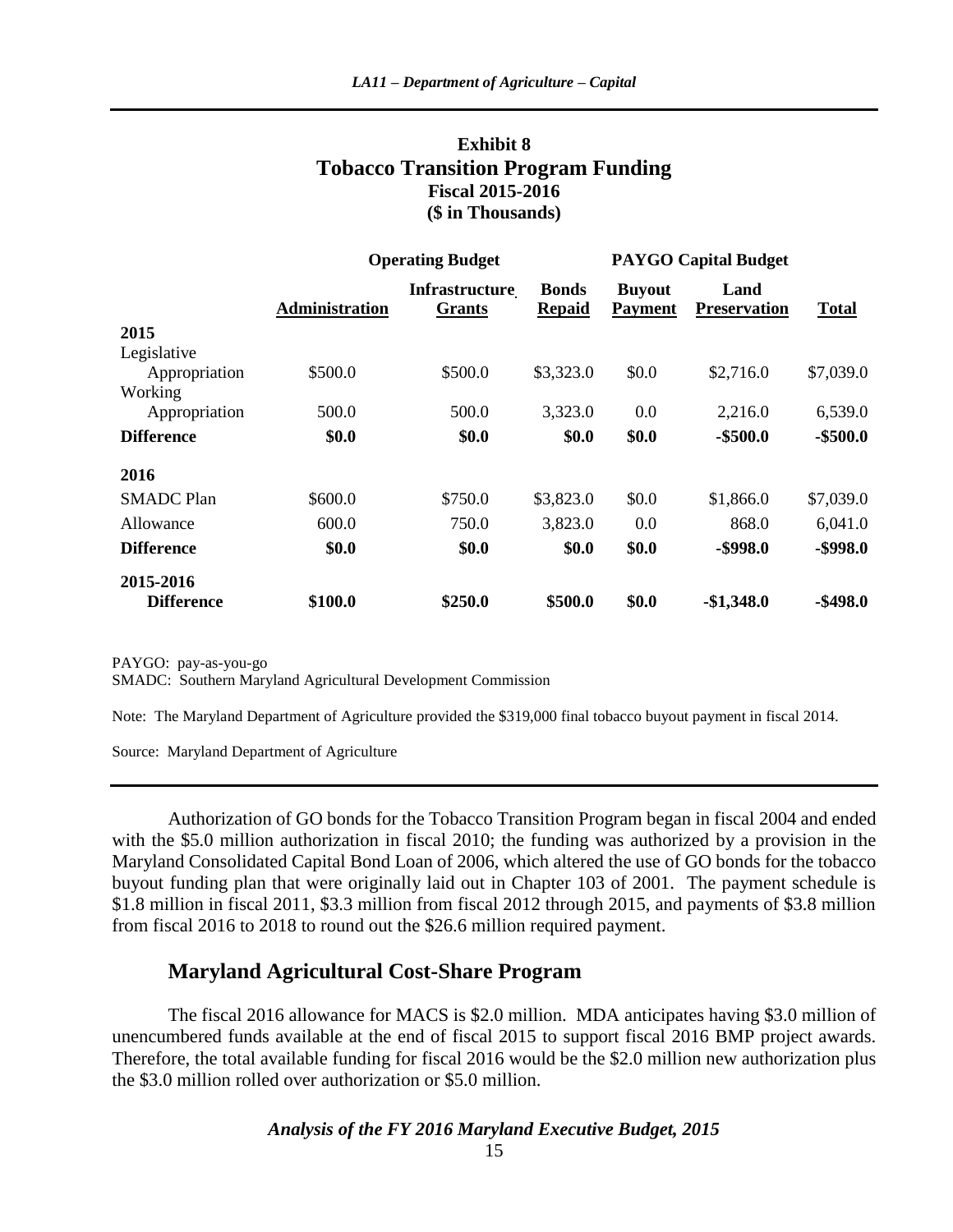## Exhibit 8
## Tobacco Transition Program Funding
### Fiscal 2015-2016
### ($ in Thousands)

| | Operating Budget | | | PAYGO Capital Budget | | |
|---|---|---|---|---|---|---|
| | **Administration** | **Infrastructure Grants** | **Bonds Repaid** | **Buyout Payment** | **Land Preservation** | **Total** |
| **2015** | | | | | | |
| Legislative Appropriation | $500.0 | $500.0 | $3,323.0 | $0.0 | $2,716.0 | $7,039.0 |
| Working Appropriation | 500.0 | 500.0 | 3,323.0 | 0.0 | 2,216.0 | 6,539.0 |
| **Difference** | **$0.0** | **$0.0** | **$0.0** | **$0.0** | **-$500.0** | **-$500.0** |
| **2016** | | | | | | |
| SMADC Plan | $600.0 | $750.0 | $3,823.0 | $0.0 | $1,866.0 | $7,039.0 |
| Allowance | 600.0 | 750.0 | 3,823.0 | 0.0 | 868.0 | 6,041.0 |
| **Difference** | **$0.0** | **$0.0** | **$0.0** | **$0.0** | **-$998.0** | **-$998.0** |
| **2015-2016 Difference** | **$100.0** | **$250.0** | **$500.0** | **$0.0** | **-$1,348.0** | **-$498.0** |

PAYGO: pay-as-you-go
SMADC: Southern Maryland Agricultural Development Commission

Note: The Maryland Department of Agriculture provided the $319,000 final tobacco buyout payment in fiscal 2014.

Source: Maryland Department of Agriculture

Authorization of GO bonds for the Tobacco Transition Program began in fiscal 2004 and ended with the $5.0 million authorization in fiscal 2010; the funding was authorized by a provision in the Maryland Consolidated Capital Bond Loan of 2006, which altered the use of GO bonds for the tobacco buyout funding plan that were originally laid out in Chapter 103 of 2001. The payment schedule is $1.8 million in fiscal 2011, $3.3 million from fiscal 2012 through 2015, and payments of $3.8 million from fiscal 2016 to 2018 to round out the $26.6 million required payment.

## Maryland Agricultural Cost-Share Program

The fiscal 2016 allowance for MACS is $2.0 million. MDA anticipates having $3.0 million of unencumbered funds available at the end of fiscal 2015 to support fiscal 2016 BMP project awards. Therefore, the total available funding for fiscal 2016 would be the $2.0 million new authorization plus the $3.0 million rolled over authorization or $5.0 million.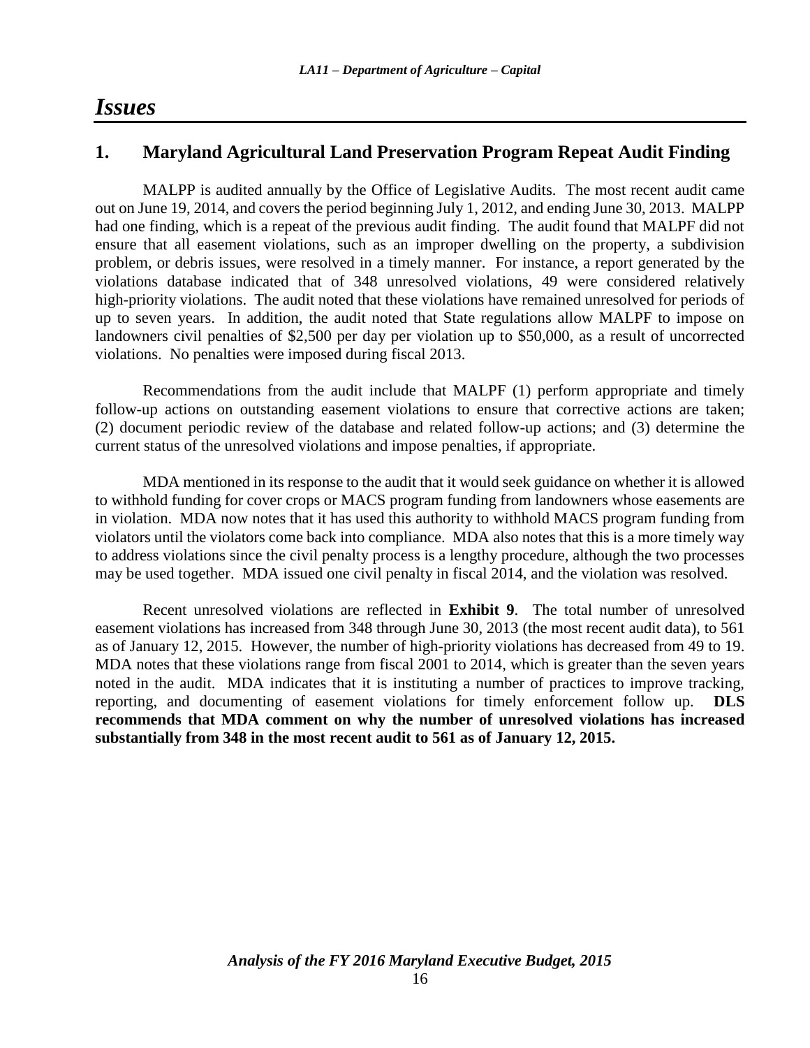# *Issues*

## 1. Maryland Agricultural Land Preservation Program Repeat Audit Finding

MALPP is audited annually by the Office of Legislative Audits. The most recent audit came out on June 19, 2014, and covers the period beginning July 1, 2012, and ending June 30, 2013. MALPP had one finding, which is a repeat of the previous audit finding. The audit found that MALPF did not ensure that all easement violations, such as an improper dwelling on the property, a subdivision problem, or debris issues, were resolved in a timely manner. For instance, a report generated by the violations database indicated that of 348 unresolved violations, 49 were considered relatively high-priority violations. The audit noted that these violations have remained unresolved for periods of up to seven years. In addition, the audit noted that State regulations allow MALPF to impose on landowners civil penalties of $2,500 per day per violation up to $50,000, as a result of uncorrected violations. No penalties were imposed during fiscal 2013.

Recommendations from the audit include that MALPF (1) perform appropriate and timely follow-up actions on outstanding easement violations to ensure that corrective actions are taken; (2) document periodic review of the database and related follow-up actions; and (3) determine the current status of the unresolved violations and impose penalties, if appropriate.

MDA mentioned in its response to the audit that it would seek guidance on whether it is allowed to withhold funding for cover crops or MACS program funding from landowners whose easements are in violation. MDA now notes that it has used this authority to withhold MACS program funding from violators until the violators come back into compliance. MDA also notes that this is a more timely way to address violations since the civil penalty process is a lengthy procedure, although the two processes may be used together. MDA issued one civil penalty in fiscal 2014, and the violation was resolved.

Recent unresolved violations are reflected in **Exhibit 9**. The total number of unresolved easement violations has increased from 348 through June 30, 2013 (the most recent audit data), to 561 as of January 12, 2015. However, the number of high-priority violations has decreased from 49 to 19. MDA notes that these violations range from fiscal 2001 to 2014, which is greater than the seven years noted in the audit. MDA indicates that it is instituting a number of practices to improve tracking, reporting, and documenting of easement violations for timely enforcement follow up. **DLS recommends that MDA comment on why the number of unresolved violations has increased substantially from 348 in the most recent audit to 561 as of January 12, 2015.**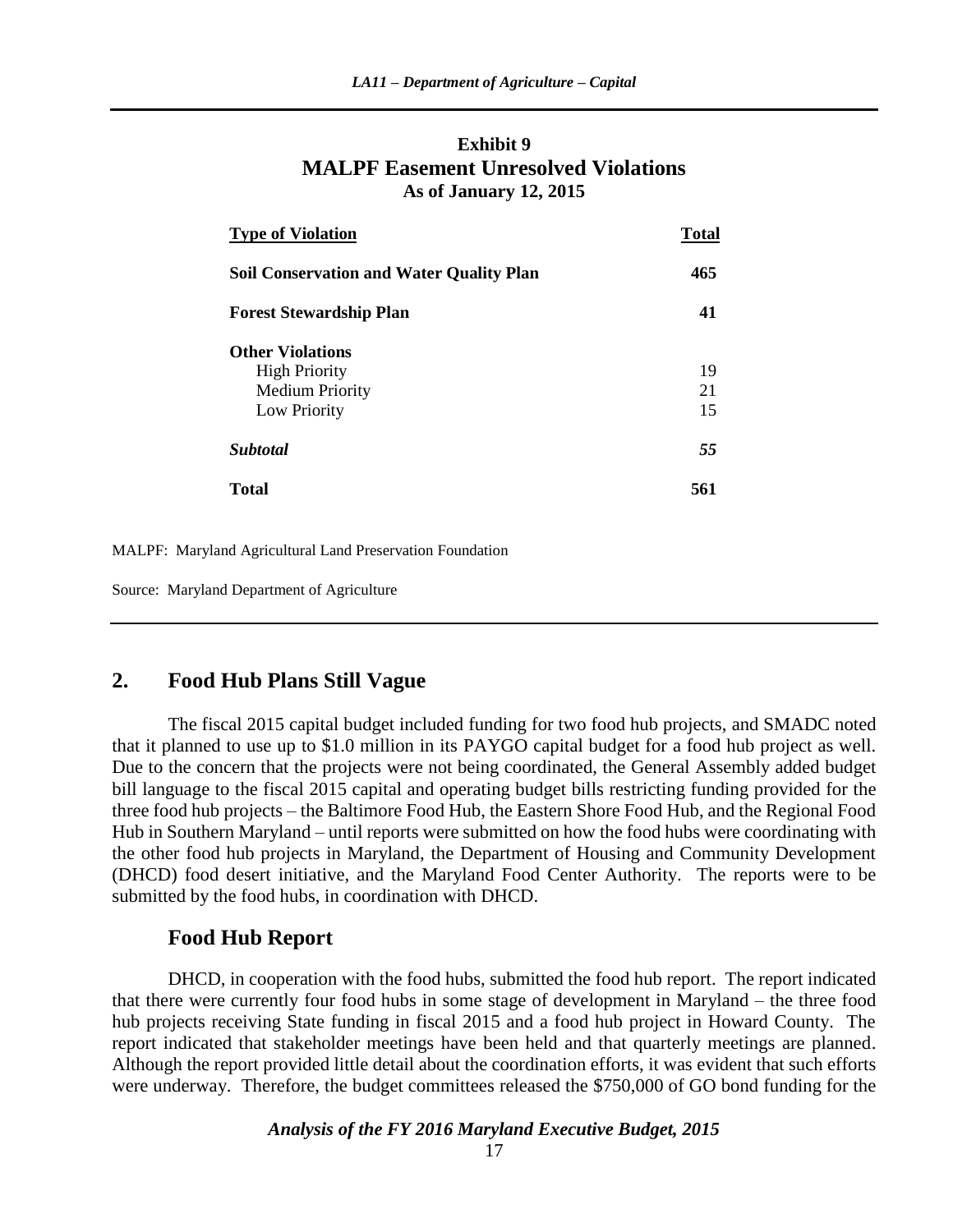**Exhibit 9**
**MALPF Easement Unresolved Violations**
**As of January 12, 2015**

| Type of Violation | Total |
|---|---|
| **Soil Conservation and Water Quality Plan** | **465** |
| **Forest Stewardship Plan** | **41** |
| **Other Violations** | |
| High Priority | 19 |
| Medium Priority | 21 |
| Low Priority | 15 |
| ***Subtotal*** | ***55*** |
| **Total** | **561** |

MALPF: Maryland Agricultural Land Preservation Foundation

Source: Maryland Department of Agriculture

## 2. Food Hub Plans Still Vague

The fiscal 2015 capital budget included funding for two food hub projects, and SMADC noted that it planned to use up to $1.0 million in its PAYGO capital budget for a food hub project as well. Due to the concern that the projects were not being coordinated, the General Assembly added budget bill language to the fiscal 2015 capital and operating budget bills restricting funding provided for the three food hub projects – the Baltimore Food Hub, the Eastern Shore Food Hub, and the Regional Food Hub in Southern Maryland – until reports were submitted on how the food hubs were coordinating with the other food hub projects in Maryland, the Department of Housing and Community Development (DHCD) food desert initiative, and the Maryland Food Center Authority. The reports were to be submitted by the food hubs, in coordination with DHCD.

### Food Hub Report

DHCD, in cooperation with the food hubs, submitted the food hub report. The report indicated that there were currently four food hubs in some stage of development in Maryland – the three food hub projects receiving State funding in fiscal 2015 and a food hub project in Howard County. The report indicated that stakeholder meetings have been held and that quarterly meetings are planned. Although the report provided little detail about the coordination efforts, it was evident that such efforts were underway. Therefore, the budget committees released the $750,000 of GO bond funding for the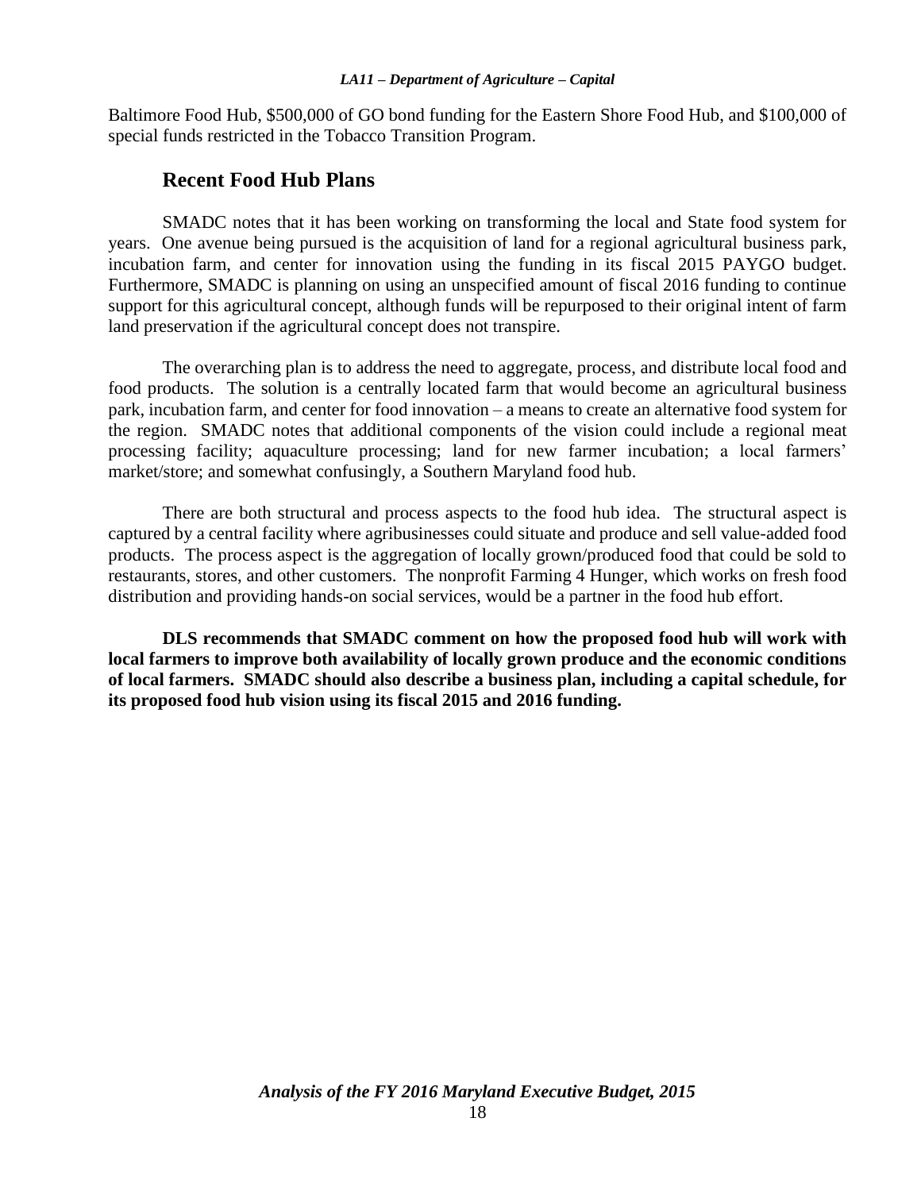Baltimore Food Hub, $500,000 of GO bond funding for the Eastern Shore Food Hub, and $100,000 of special funds restricted in the Tobacco Transition Program.

## Recent Food Hub Plans

SMADC notes that it has been working on transforming the local and State food system for years. One avenue being pursued is the acquisition of land for a regional agricultural business park, incubation farm, and center for innovation using the funding in its fiscal 2015 PAYGO budget. Furthermore, SMADC is planning on using an unspecified amount of fiscal 2016 funding to continue support for this agricultural concept, although funds will be repurposed to their original intent of farm land preservation if the agricultural concept does not transpire.

The overarching plan is to address the need to aggregate, process, and distribute local food and food products. The solution is a centrally located farm that would become an agricultural business park, incubation farm, and center for food innovation – a means to create an alternative food system for the region. SMADC notes that additional components of the vision could include a regional meat processing facility; aquaculture processing; land for new farmer incubation; a local farmers' market/store; and somewhat confusingly, a Southern Maryland food hub.

There are both structural and process aspects to the food hub idea. The structural aspect is captured by a central facility where agribusinesses could situate and produce and sell value-added food products. The process aspect is the aggregation of locally grown/produced food that could be sold to restaurants, stores, and other customers. The nonprofit Farming 4 Hunger, which works on fresh food distribution and providing hands-on social services, would be a partner in the food hub effort.

**DLS recommends that SMADC comment on how the proposed food hub will work with local farmers to improve both availability of locally grown produce and the economic conditions of local farmers. SMADC should also describe a business plan, including a capital schedule, for its proposed food hub vision using its fiscal 2015 and 2016 funding.**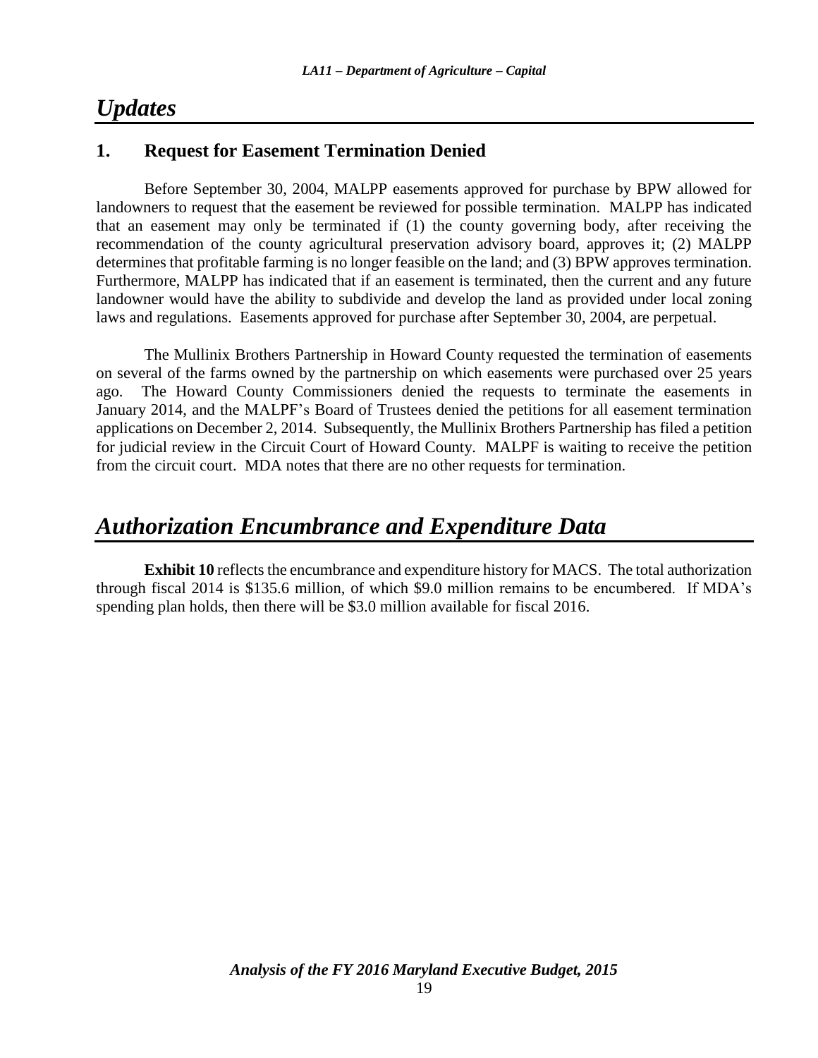## *Updates*

### 1. Request for Easement Termination Denied

Before September 30, 2004, MALPP easements approved for purchase by BPW allowed for landowners to request that the easement be reviewed for possible termination. MALPP has indicated that an easement may only be terminated if (1) the county governing body, after receiving the recommendation of the county agricultural preservation advisory board, approves it; (2) MALPP determines that profitable farming is no longer feasible on the land; and (3) BPW approves termination. Furthermore, MALPP has indicated that if an easement is terminated, then the current and any future landowner would have the ability to subdivide and develop the land as provided under local zoning laws and regulations. Easements approved for purchase after September 30, 2004, are perpetual.

The Mullinix Brothers Partnership in Howard County requested the termination of easements on several of the farms owned by the partnership on which easements were purchased over 25 years ago. The Howard County Commissioners denied the requests to terminate the easements in January 2014, and the MALPF's Board of Trustees denied the petitions for all easement termination applications on December 2, 2014. Subsequently, the Mullinix Brothers Partnership has filed a petition for judicial review in the Circuit Court of Howard County. MALPF is waiting to receive the petition from the circuit court. MDA notes that there are no other requests for termination.

## *Authorization Encumbrance and Expenditure Data*

**Exhibit 10** reflects the encumbrance and expenditure history for MACS. The total authorization through fiscal 2014 is $135.6 million, of which $9.0 million remains to be encumbered. If MDA's spending plan holds, then there will be $3.0 million available for fiscal 2016.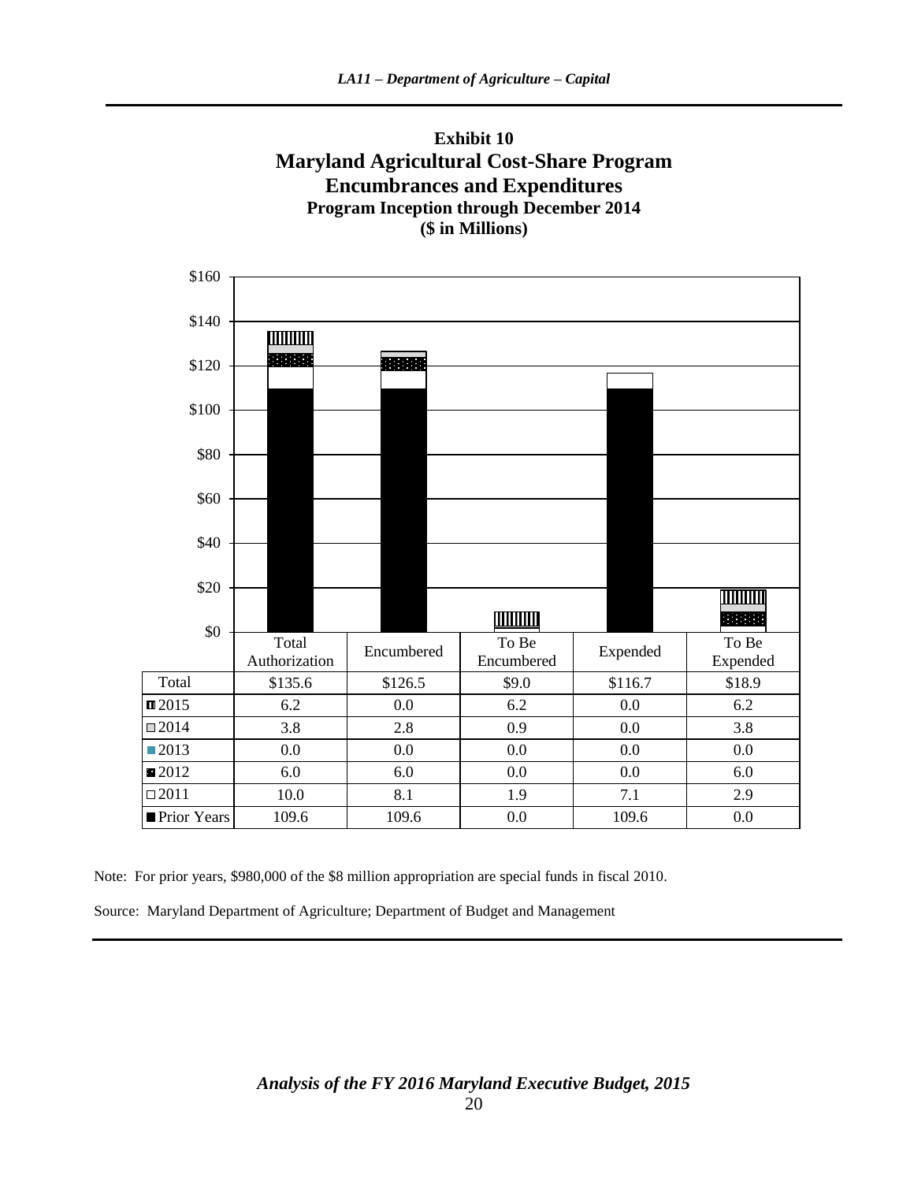**Exhibit 10**
**Maryland Agricultural Cost-Share Program**
**Encumbrances and Expenditures**
**Program Inception through December 2014**
**($ in Millions)**

| | Total Authorization | Encumbered | To Be Encumbered | Expended | To Be Expended |
|---|---|---|---|---|---|
| Total | $135.6 | $126.5 | $9.0 | $116.7 | $18.9 |
| 2015 | 6.2 | 0.0 | 6.2 | 0.0 | 6.2 |
| 2014 | 3.8 | 2.8 | 0.9 | 0.0 | 3.8 |
| 2013 | 0.0 | 0.0 | 0.0 | 0.0 | 0.0 |
| 2012 | 6.0 | 6.0 | 0.0 | 0.0 | 6.0 |
| 2011 | 10.0 | 8.1 | 1.9 | 7.1 | 2.9 |
| Prior Years | 109.6 | 109.6 | 0.0 | 109.6 | 0.0 |

Note: For prior years, $980,000 of the $8 million appropriation are special funds in fiscal 2010.

Source: Maryland Department of Agriculture; Department of Budget and Management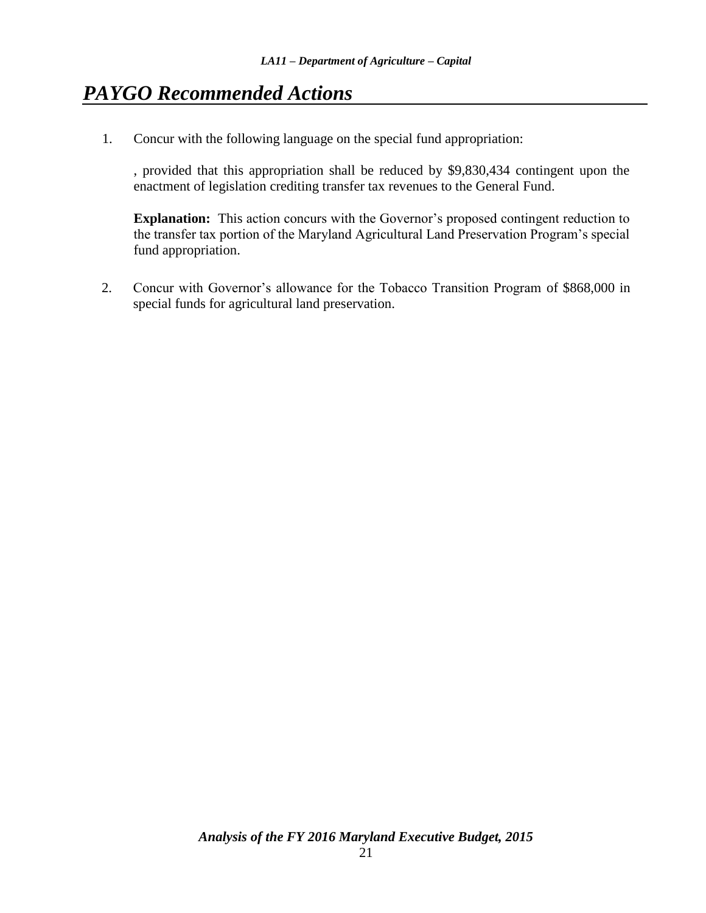# *PAYGO Recommended Actions*

1. Concur with the following language on the special fund appropriation:

   , provided that this appropriation shall be reduced by $9,830,434 contingent upon the enactment of legislation crediting transfer tax revenues to the General Fund.

   **Explanation:** This action concurs with the Governor's proposed contingent reduction to the transfer tax portion of the Maryland Agricultural Land Preservation Program's special fund appropriation.

2. Concur with Governor's allowance for the Tobacco Transition Program of $868,000 in special funds for agricultural land preservation.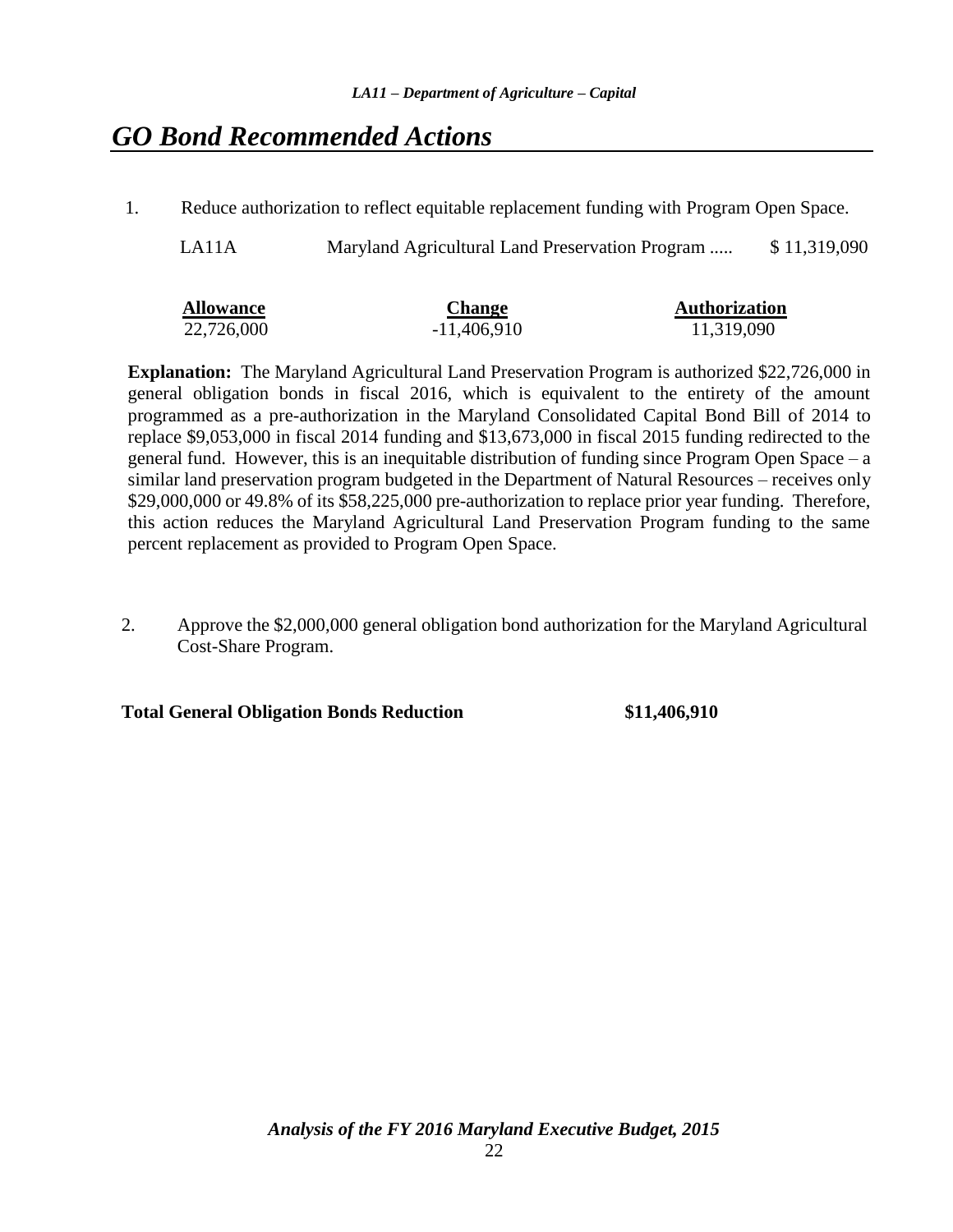# GO Bond Recommended Actions

1. Reduce authorization to reflect equitable replacement funding with Program Open Space.

   LA11A Maryland Agricultural Land Preservation Program ..... $ 11,319,090

| Allowance | Change | Authorization |
|---|---|---|
| 22,726,000 | -11,406,910 | 11,319,090 |

**Explanation:** The Maryland Agricultural Land Preservation Program is authorized $22,726,000 in general obligation bonds in fiscal 2016, which is equivalent to the entirety of the amount programmed as a pre-authorization in the Maryland Consolidated Capital Bond Bill of 2014 to replace $9,053,000 in fiscal 2014 funding and $13,673,000 in fiscal 2015 funding redirected to the general fund. However, this is an inequitable distribution of funding since Program Open Space – a similar land preservation program budgeted in the Department of Natural Resources – receives only $29,000,000 or 49.8% of its $58,225,000 pre-authorization to replace prior year funding. Therefore, this action reduces the Maryland Agricultural Land Preservation Program funding to the same percent replacement as provided to Program Open Space.

2. Approve the $2,000,000 general obligation bond authorization for the Maryland Agricultural Cost-Share Program.

**Total General Obligation Bonds Reduction $11,406,910**